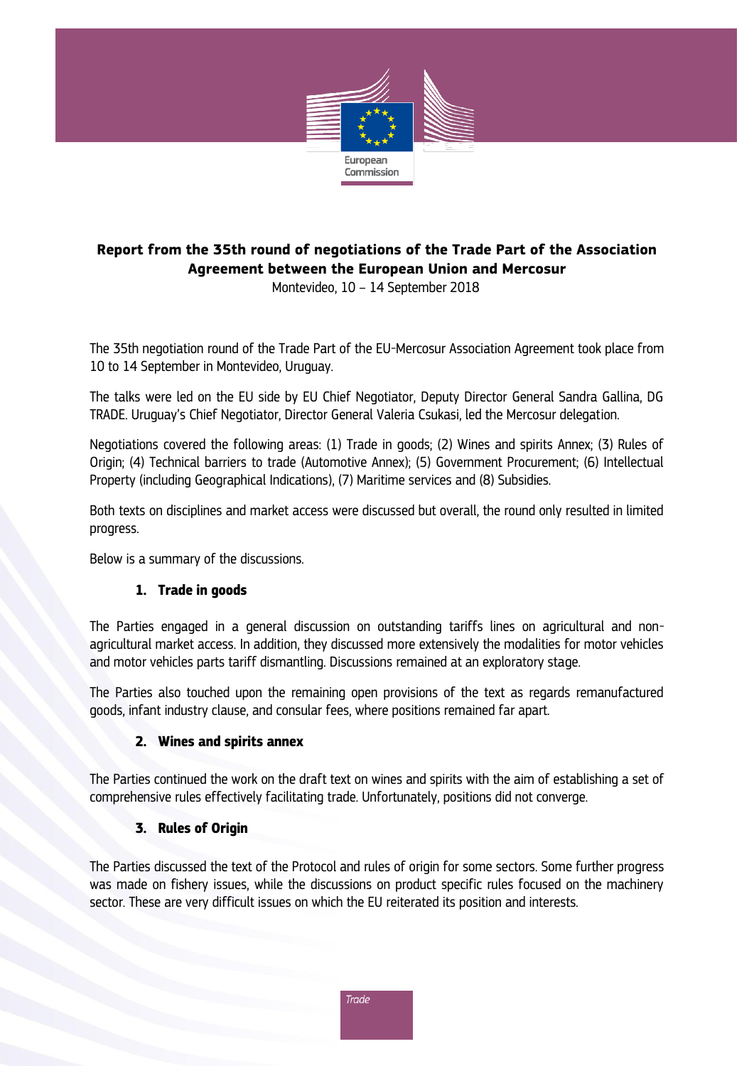# Report from the 35th round of negotiations of the Trade Part of the Association Agreement between the European Union and Mercosur

Montevideo, 10 – 14 September 2018

The 35th negotiation round of the Trade Part of the EU-Mercosur Association Agreement took place from 10 to 14 September in Montevideo, Uruguay.

The talks were led on the EU side by EU Chief Negotiator, Deputy Director General Sandra Gallina, DG TRADE. Uruguay's Chief Negotiator, Director General Valeria Csukasi, led the Mercosur delegation.

Negotiations covered the following areas: (1) Trade in goods; (2) Wines and spirits Annex; (3) Rules of Origin; (4) Technical barriers to trade (Automotive Annex); (5) Government Procurement; (6) Intellectual Property (including Geographical Indications), (7) Maritime services and (8) Subsidies.

Both texts on disciplines and market access were discussed but overall, the round only resulted in limited progress.

Below is a summary of the discussions.

## 1. Trade in goods

The Parties engaged in a general discussion on outstanding tariffs lines on agricultural and non-agricultural market access. In addition, they discussed more extensively the modalities for motor vehicles and motor vehicles parts tariff dismantling. Discussions remained at an exploratory stage.

The Parties also touched upon the remaining open provisions of the text as regards remanufactured goods, infant industry clause, and consular fees, where positions remained far apart.

## 2. Wines and spirits annex

The Parties continued the work on the draft text on wines and spirits with the aim of establishing a set of comprehensive rules effectively facilitating trade. Unfortunately, positions did not converge.

## 3. Rules of Origin

The Parties discussed the text of the Protocol and rules of origin for some sectors. Some further progress was made on fishery issues, while the discussions on product specific rules focused on the machinery sector. These are very difficult issues on which the EU reiterated its position and interests.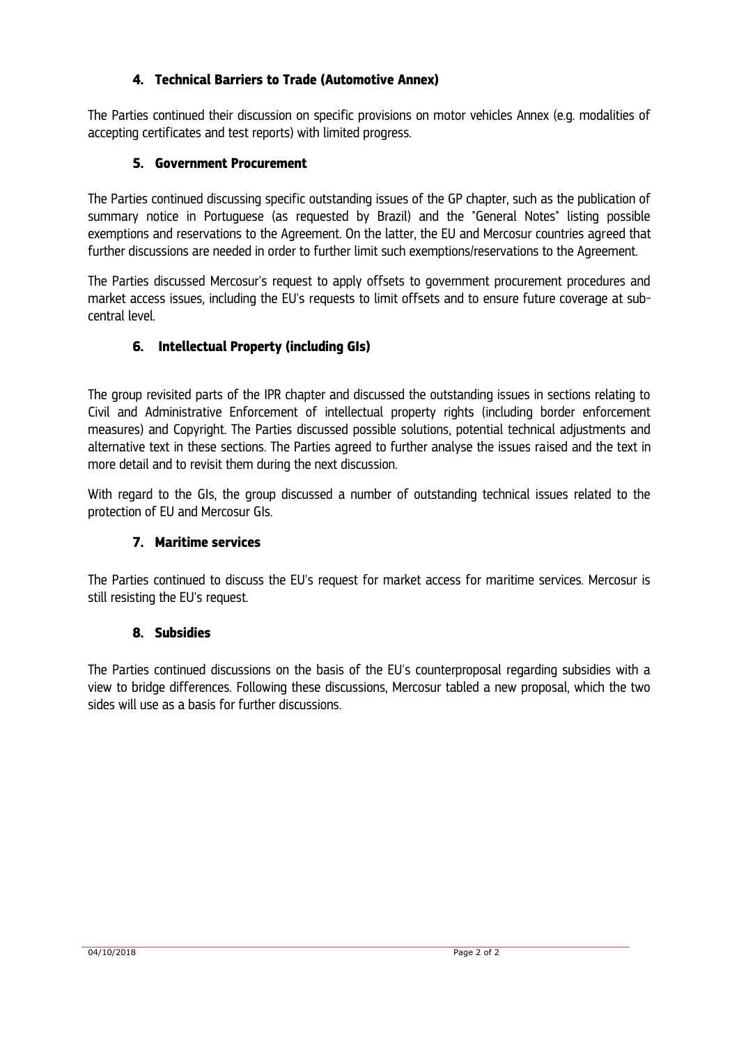## 4. Technical Barriers to Trade (Automotive Annex)

The Parties continued their discussion on specific provisions on motor vehicles Annex (e.g. modalities of accepting certificates and test reports) with limited progress.

## 5. Government Procurement

The Parties continued discussing specific outstanding issues of the GP chapter, such as the publication of summary notice in Portuguese (as requested by Brazil) and the "General Notes" listing possible exemptions and reservations to the Agreement. On the latter, the EU and Mercosur countries agreed that further discussions are needed in order to further limit such exemptions/reservations to the Agreement.

The Parties discussed Mercosur's request to apply offsets to government procurement procedures and market access issues, including the EU's requests to limit offsets and to ensure future coverage at sub-central level.

## 6. Intellectual Property (including GIs)

The group revisited parts of the IPR chapter and discussed the outstanding issues in sections relating to Civil and Administrative Enforcement of intellectual property rights (including border enforcement measures) and Copyright. The Parties discussed possible solutions, potential technical adjustments and alternative text in these sections. The Parties agreed to further analyse the issues raised and the text in more detail and to revisit them during the next discussion.

With regard to the GIs, the group discussed a number of outstanding technical issues related to the protection of EU and Mercosur GIs.

## 7. Maritime services

The Parties continued to discuss the EU's request for market access for maritime services. Mercosur is still resisting the EU's request.

## 8. Subsidies

The Parties continued discussions on the basis of the EU's counterproposal regarding subsidies with a view to bridge differences. Following these discussions, Mercosur tabled a new proposal, which the two sides will use as a basis for further discussions.

04/10/2018